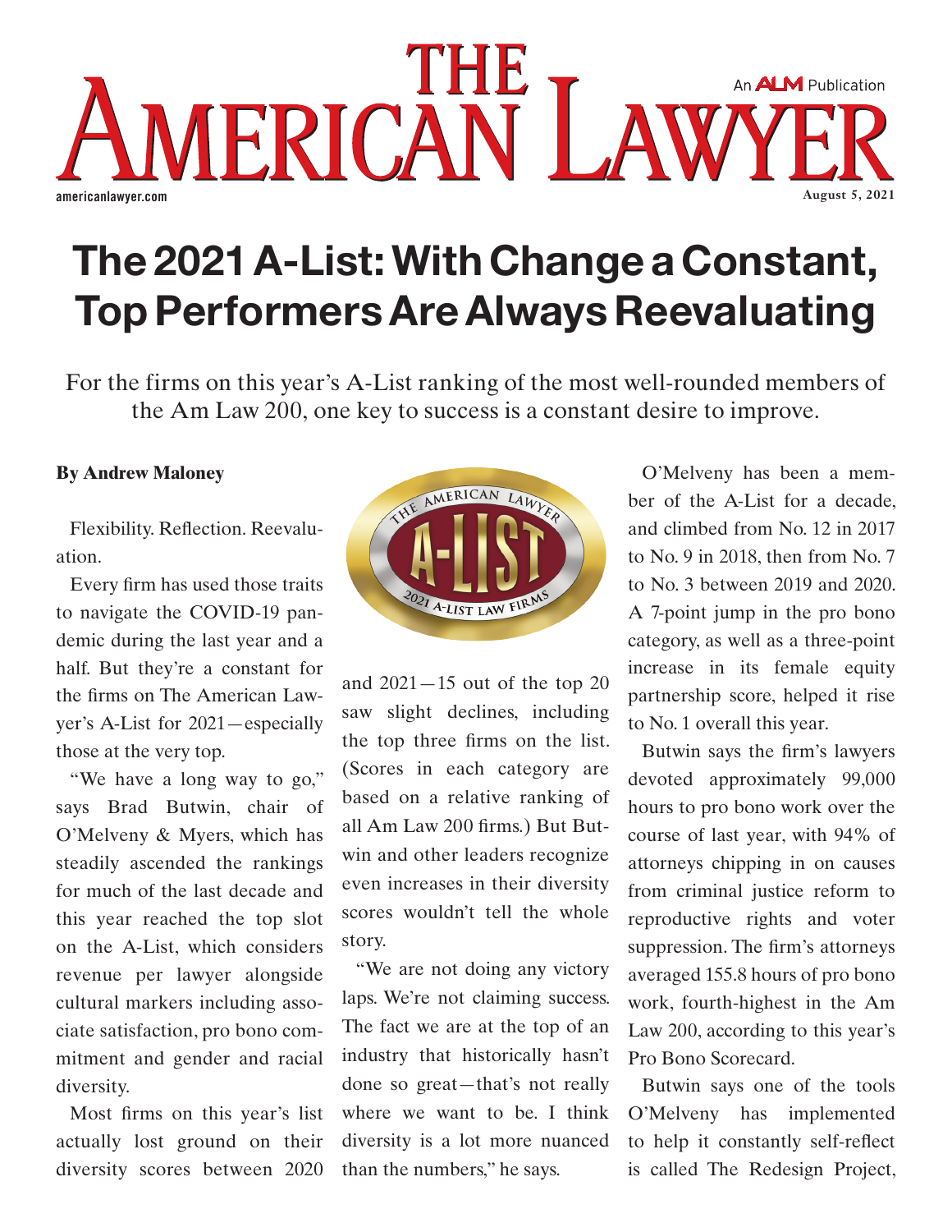# The 2021 A-List: With Change a Constant, Top Performers Are Always Reevaluating

For the firms on this year's A-List ranking of the most well-rounded members of the Am Law 200, one key to success is a constant desire to improve.

**By Andrew Maloney**

Flexibility. Reflection. Reevaluation.

Every firm has used those traits to navigate the COVID-19 pandemic during the last year and a half. But they're a constant for the firms on The American Lawyer's A-List for 2021—especially those at the very top.

"We have a long way to go," says Brad Butwin, chair of O'Melveny & Myers, which has steadily ascended the rankings for much of the last decade and this year reached the top slot on the A-List, which considers revenue per lawyer alongside cultural markers including associate satisfaction, pro bono commitment and gender and racial diversity.

Most firms on this year's list actually lost ground on their diversity scores between 2020 and 2021—15 out of the top 20 saw slight declines, including the top three firms on the list. (Scores in each category are based on a relative ranking of all Am Law 200 firms.) But Butwin and other leaders recognize even increases in their diversity scores wouldn't tell the whole story.

"We are not doing any victory laps. We're not claiming success. The fact we are at the top of an industry that historically hasn't done so great—that's not really where we want to be. I think diversity is a lot more nuanced than the numbers," he says.

O'Melveny has been a member of the A-List for a decade, and climbed from No. 12 in 2017 to No. 9 in 2018, then from No. 7 to No. 3 between 2019 and 2020. A 7-point jump in the pro bono category, as well as a three-point increase in its female equity partnership score, helped it rise to No. 1 overall this year.

Butwin says the firm's lawyers devoted approximately 99,000 hours to pro bono work over the course of last year, with 94% of attorneys chipping in on causes from criminal justice reform to reproductive rights and voter suppression. The firm's attorneys averaged 155.8 hours of pro bono work, fourth-highest in the Am Law 200, according to this year's Pro Bono Scorecard.

Butwin says one of the tools O'Melveny has implemented to help it constantly self-reflect is called The Redesign Project,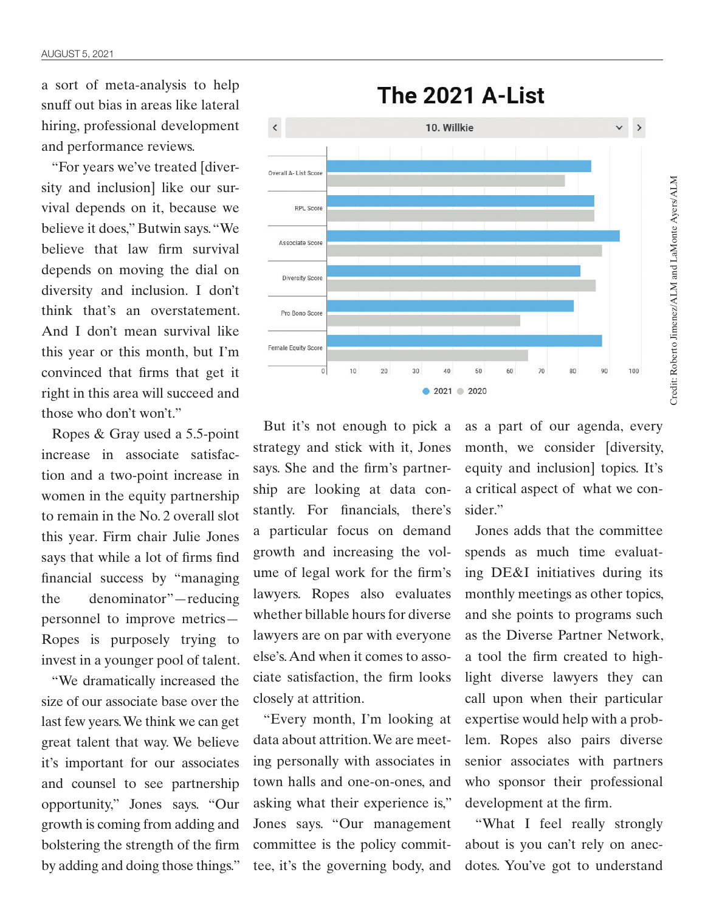a sort of meta-analysis to help snuff out bias in areas like lateral hiring, professional development and performance reviews.

"For years we've treated [diversity and inclusion] like our survival depends on it, because we believe it does," Butwin says. "We believe that law firm survival depends on moving the dial on diversity and inclusion. I don't think that's an overstatement. And I don't mean survival like this year or this month, but I'm convinced that firms that get it right in this area will succeed and those who don't won't."

Ropes & Gray used a 5.5-point increase in associate satisfaction and a two-point increase in women in the equity partnership to remain in the No. 2 overall slot this year. Firm chair Julie Jones says that while a lot of firms find financial success by "managing the denominator"—reducing personnel to improve metrics—Ropes is purposely trying to invest in a younger pool of talent.

"We dramatically increased the size of our associate base over the last few years. We think we can get great talent that way. We believe it's important for our associates and counsel to see partnership opportunity," Jones says. "Our growth is coming from adding and bolstering the strength of the firm by adding and doing those things."

**The 2021 A-List**

10. Willkie

Overall A-List Score

RPL Score

Associate Score

Diversity Score

Pro Bono Score

Female Equity Score

0 10 20 30 40 50 60 70 80 90 100

2021 2020

Credit: Roberto Jimenez/ALM and LaMonte Ayers/ALM

But it's not enough to pick a strategy and stick with it, Jones says. She and the firm's partnership are looking at data constantly. For financials, there's a particular focus on demand growth and increasing the volume of legal work for the firm's lawyers. Ropes also evaluates whether billable hours for diverse lawyers are on par with everyone else's. And when it comes to associate satisfaction, the firm looks closely at attrition.

"Every month, I'm looking at data about attrition. We are meeting personally with associates in town halls and one-on-ones, and asking what their experience is," Jones says. "Our management committee is the policy committee, it's the governing body, and as a part of our agenda, every month, we consider [diversity, equity and inclusion] topics. It's a critical aspect of what we consider."

Jones adds that the committee spends as much time evaluating DE&I initiatives during its monthly meetings as other topics, and she points to programs such as the Diverse Partner Network, a tool the firm created to highlight diverse lawyers they can call upon when their particular expertise would help with a problem. Ropes also pairs diverse senior associates with partners who sponsor their professional development at the firm.

"What I feel really strongly about is you can't rely on anecdotes. You've got to understand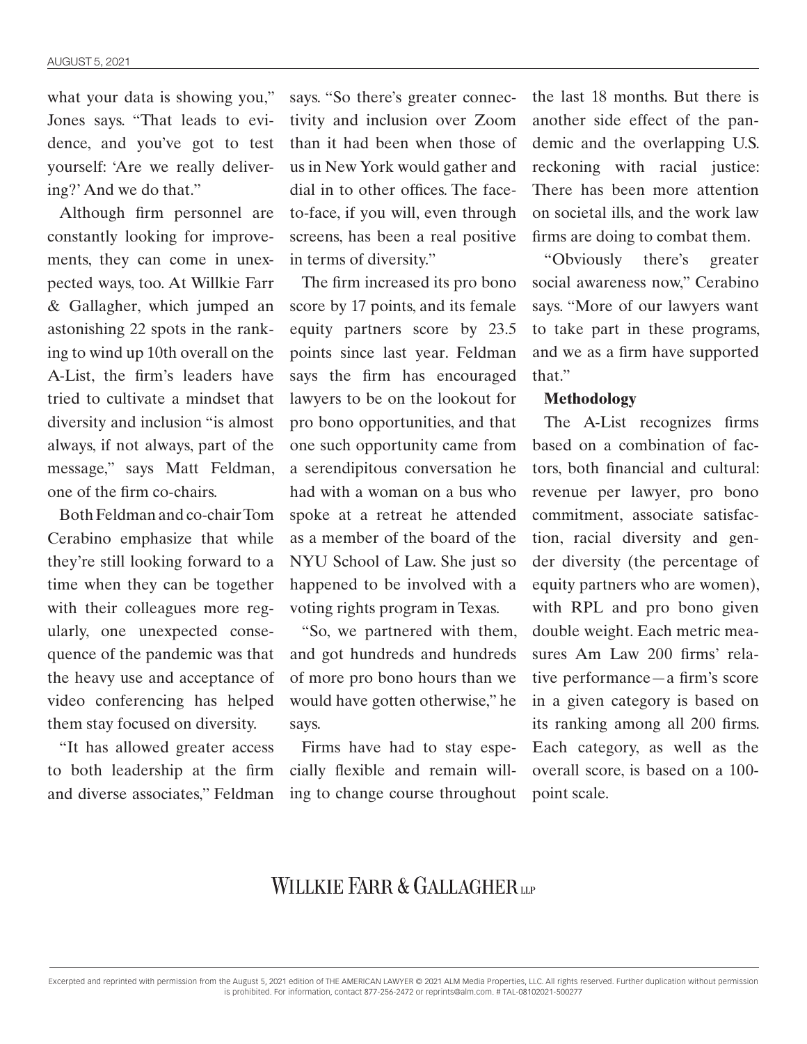what your data is showing you," Jones says. "That leads to evidence, and you've got to test yourself: 'Are we really delivering?' And we do that."

Although firm personnel are constantly looking for improvements, they can come in unexpected ways, too. At Willkie Farr & Gallagher, which jumped an astonishing 22 spots in the ranking to wind up 10th overall on the A-List, the firm's leaders have tried to cultivate a mindset that diversity and inclusion "is almost always, if not always, part of the message," says Matt Feldman, one of the firm co-chairs.

Both Feldman and co-chair Tom Cerabino emphasize that while they're still looking forward to a time when they can be together with their colleagues more regularly, one unexpected consequence of the pandemic was that the heavy use and acceptance of video conferencing has helped them stay focused on diversity.

"It has allowed greater access to both leadership at the firm and diverse associates," Feldman says. "So there's greater connectivity and inclusion over Zoom than it had been when those of us in New York would gather and dial in to other offices. The face-to-face, if you will, even through screens, has been a real positive in terms of diversity."

The firm increased its pro bono score by 17 points, and its female equity partners score by 23.5 points since last year. Feldman says the firm has encouraged lawyers to be on the lookout for pro bono opportunities, and that one such opportunity came from a serendipitous conversation he had with a woman on a bus who spoke at a retreat he attended as a member of the board of the NYU School of Law. She just so happened to be involved with a voting rights program in Texas.

"So, we partnered with them, and got hundreds and hundreds of more pro bono hours than we would have gotten otherwise," he says.

Firms have had to stay especially flexible and remain willing to change course throughout the last 18 months. But there is another side effect of the pandemic and the overlapping U.S. reckoning with racial justice: There has been more attention on societal ills, and the work law firms are doing to combat them.

"Obviously there's greater social awareness now," Cerabino says. "More of our lawyers want to take part in these programs, and we as a firm have supported that."

**Methodology**

The A-List recognizes firms based on a combination of factors, both financial and cultural: revenue per lawyer, pro bono commitment, associate satisfaction, racial diversity and gender diversity (the percentage of equity partners who are women), with RPL and pro bono given double weight. Each metric measures Am Law 200 firms' relative performance—a firm's score in a given category is based on its ranking among all 200 firms. Each category, as well as the overall score, is based on a 100-point scale.

WILLKIE FARR & GALLAGHER LLP

Excerpted and reprinted with permission from the August 5, 2021 edition of THE AMERICAN LAWYER © 2021 ALM Media Properties, LLC. All rights reserved. Further duplication without permission is prohibited. For information, contact 877-256-2472 or reprints@alm.com. # TAL-08102021-500277